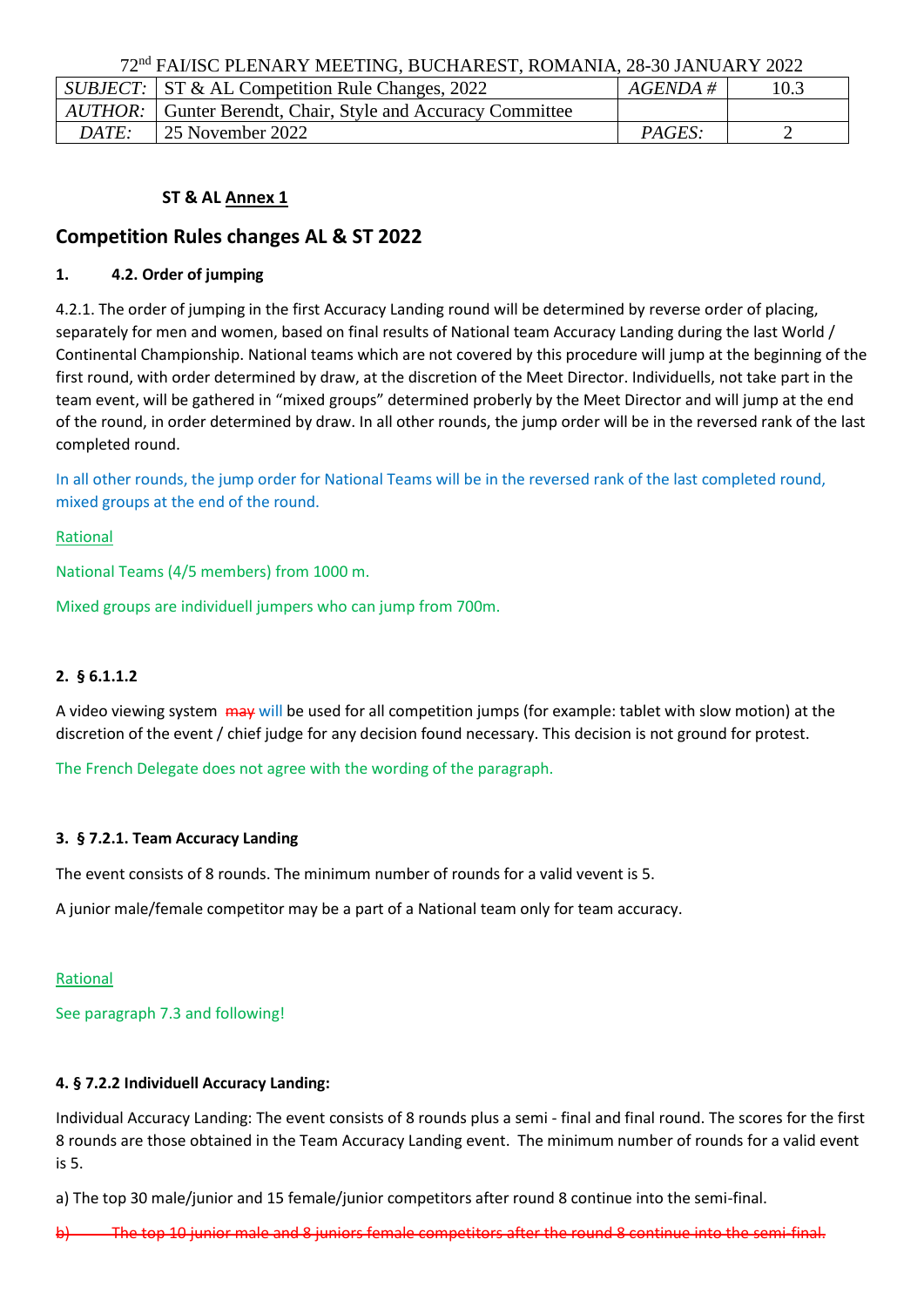72nd FAI/ISC PLENARY MEETING, BUCHAREST, ROMANIA, 28-30 JANUARY 2022

| *SUBJECT:* | ST & AL Competition Rule Changes, 2022 | *AGENDA #* | 10.3 |
|---|---|---|---|
| *AUTHOR:* | Gunter Berendt, Chair, Style and Accuracy Committee | | |
| *DATE:* | 25 November 2022 | *PAGES:* | 2 |

**ST & AL Annex 1**

## Competition Rules changes AL & ST 2022

### 1. 4.2. Order of jumping

4.2.1. The order of jumping in the first Accuracy Landing round will be determined by reverse order of placing, separately for men and women, based on final results of National team Accuracy Landing during the last World / Continental Championship. National teams which are not covered by this procedure will jump at the beginning of the first round, with order determined by draw, at the discretion of the Meet Director. Individuells, not take part in the team event, will be gathered in "mixed groups" determined proberly by the Meet Director and will jump at the end of the round, in order determined by draw. In all other rounds, the jump order will be in the reversed rank of the last completed round.

In all other rounds, the jump order for National Teams will be in the reversed rank of the last completed round, mixed groups at the end of the round.

Rational

National Teams (4/5 members) from 1000 m.

Mixed groups are individuell jumpers who can jump from 700m.

### 2. § 6.1.1.2

A video viewing system ~~may~~ will be used for all competition jumps (for example: tablet with slow motion) at the discretion of the event / chief judge for any decision found necessary. This decision is not ground for protest.

The French Delegate does not agree with the wording of the paragraph.

### 3. § 7.2.1. Team Accuracy Landing

The event consists of 8 rounds. The minimum number of rounds for a valid vevent is 5.

A junior male/female competitor may be a part of a National team only for team accuracy.

Rational

See paragraph 7.3 and following!

### 4. § 7.2.2 Individuell Accuracy Landing:

Individual Accuracy Landing: The event consists of 8 rounds plus a semi - final and final round. The scores for the first 8 rounds are those obtained in the Team Accuracy Landing event. The minimum number of rounds for a valid event is 5.

a) The top 30 male/junior and 15 female/junior competitors after round 8 continue into the semi-final.

~~b) The top 10 junior male and 8 juniors female competitors after the round 8 continue into the semi-final.~~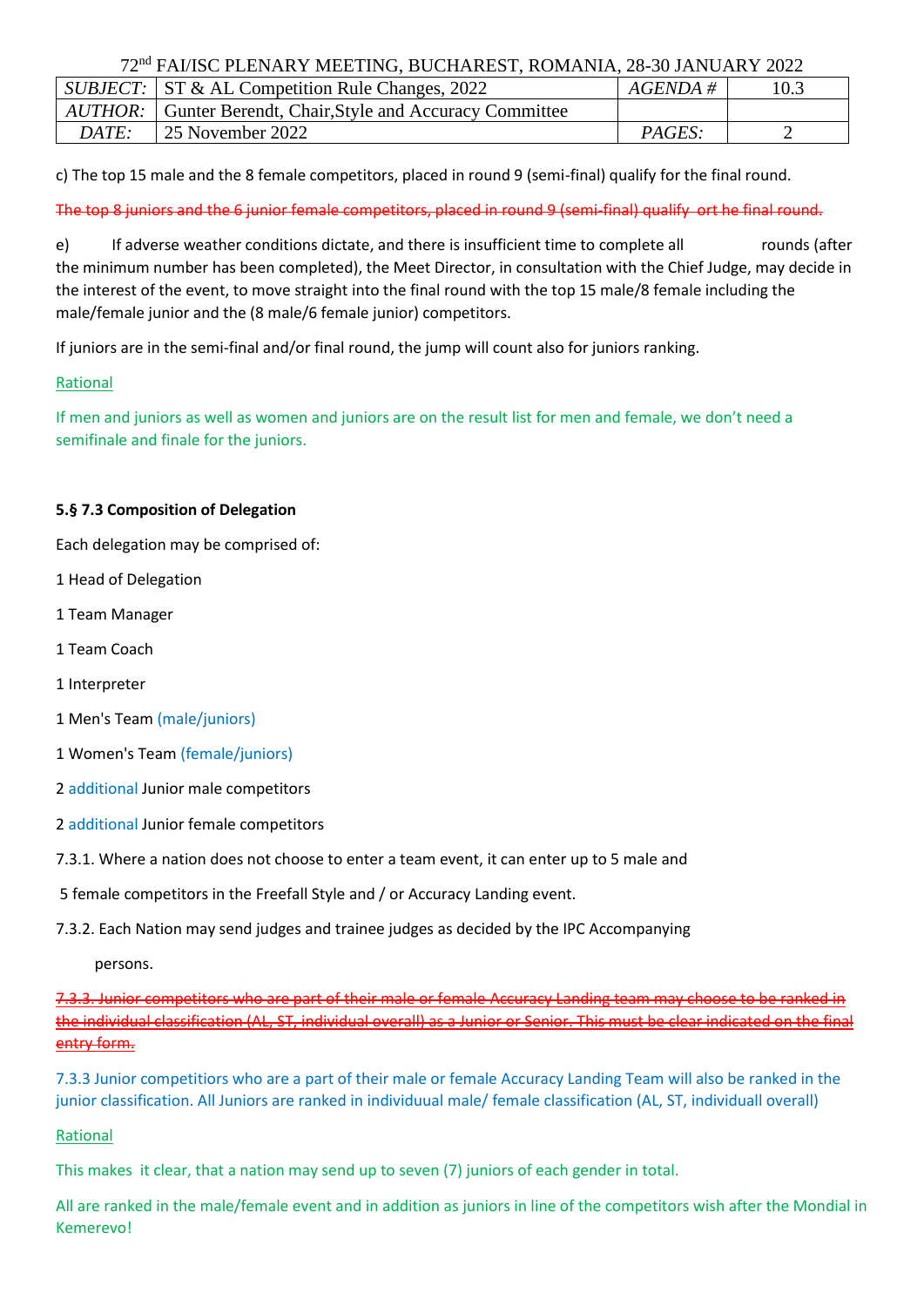c) The top 15 male and the 8 female competitors, placed in round 9 (semi-final) qualify for the final round.

~~The top 8 juniors and the 6 junior female competitors, placed in round 9 (semi-final) qualify ort he final round.~~

e) If adverse weather conditions dictate, and there is insufficient time to complete all rounds (after the minimum number has been completed), the Meet Director, in consultation with the Chief Judge, may decide in the interest of the event, to move straight into the final round with the top 15 male/8 female including the male/female junior and the (8 male/6 female junior) competitors.

If juniors are in the semi-final and/or final round, the jump will count also for juniors ranking.

Rational

If men and juniors as well as women and juniors are on the result list for men and female, we don't need a semifinale and finale for the juniors.

**5.§ 7.3 Composition of Delegation**

Each delegation may be comprised of:

1 Head of Delegation

1 Team Manager

1 Team Coach

1 Interpreter

1 Men's Team (male/juniors)

1 Women's Team (female/juniors)

2 additional Junior male competitors

2 additional Junior female competitors

7.3.1. Where a nation does not choose to enter a team event, it can enter up to 5 male and 5 female competitors in the Freefall Style and / or Accuracy Landing event.

7.3.2. Each Nation may send judges and trainee judges as decided by the IPC Accompanying persons.

~~7.3.3. Junior competitors who are part of their male or female Accuracy Landing team may choose to be ranked in the individual classification (AL, ST, individual overall) as a Junior or Senior. This must be clear indicated on the final entry form.~~

7.3.3 Junior competitiors who are a part of their male or female Accuracy Landing Team will also be ranked in the junior classification. All Juniors are ranked in individuual male/ female classification (AL, ST, individuall overall)

Rational

This makes it clear, that a nation may send up to seven (7) juniors of each gender in total.

All are ranked in the male/female event and in addition as juniors in line of the competitors wish after the Mondial in Kemerevo!